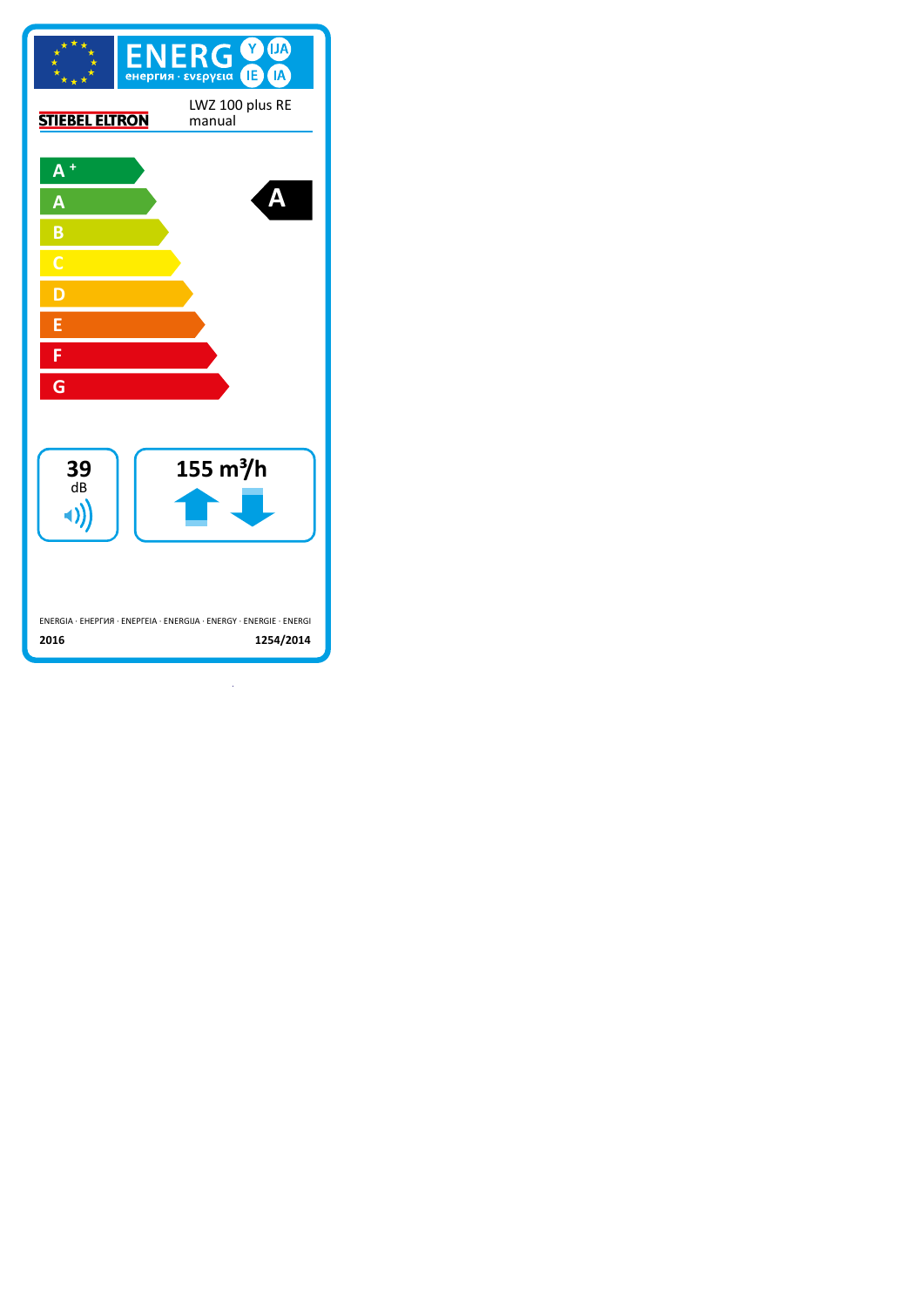ENERG Y IJA IE IA

енергия · ενεργεια

STIEBEL ELTRON

LWZ 100 plus RE
manual

A+

A

B

C

D

E

F

G

**A**

**39**
dB

**155 m³/h**

ENERGIA · ЕНЕРГИЯ · ΕΝΕΡΓΕΙΑ · ENERGIJA · ENERGY · ENERGIE · ENERGI

**2016** **1254/2014**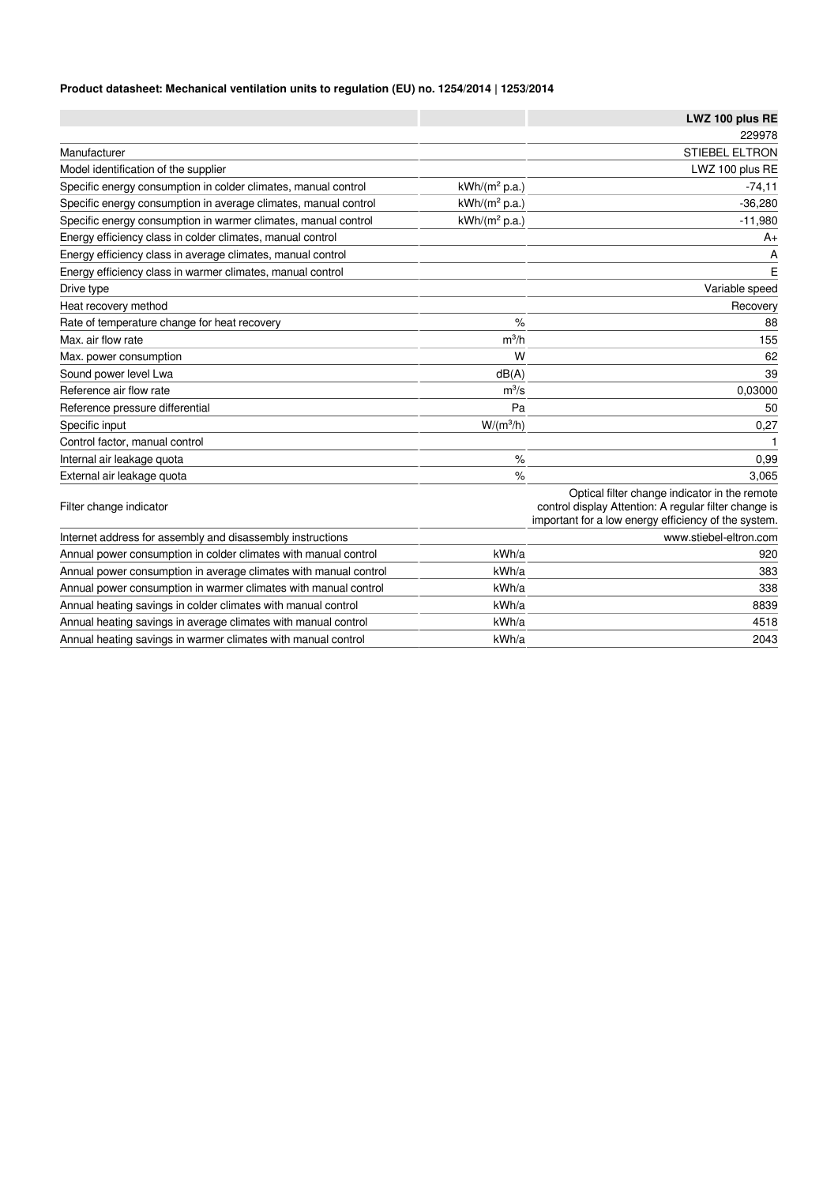**Product datasheet: Mechanical ventilation units to regulation (EU) no. 1254/2014 | 1253/2014**

| | | LWZ 100 plus RE |
|---|---|---|
| | | 229978 |
| Manufacturer | | STIEBEL ELTRON |
| Model identification of the supplier | | LWZ 100 plus RE |
| Specific energy consumption in colder climates, manual control | kWh/(m² p.a.) | -74,11 |
| Specific energy consumption in average climates, manual control | kWh/(m² p.a.) | -36,280 |
| Specific energy consumption in warmer climates, manual control | kWh/(m² p.a.) | -11,980 |
| Energy efficiency class in colder climates, manual control | | A+ |
| Energy efficiency class in average climates, manual control | | A |
| Energy efficiency class in warmer climates, manual control | | E |
| Drive type | | Variable speed |
| Heat recovery method | | Recovery |
| Rate of temperature change for heat recovery | % | 88 |
| Max. air flow rate | m³/h | 155 |
| Max. power consumption | W | 62 |
| Sound power level Lwa | dB(A) | 39 |
| Reference air flow rate | m³/s | 0,03000 |
| Reference pressure differential | Pa | 50 |
| Specific input | W/(m³/h) | 0,27 |
| Control factor, manual control | | 1 |
| Internal air leakage quota | % | 0,99 |
| External air leakage quota | % | 3,065 |
| Filter change indicator | | Optical filter change indicator in the remote control display Attention: A regular filter change is important for a low energy efficiency of the system. |
| Internet address for assembly and disassembly instructions | | www.stiebel-eltron.com |
| Annual power consumption in colder climates with manual control | kWh/a | 920 |
| Annual power consumption in average climates with manual control | kWh/a | 383 |
| Annual power consumption in warmer climates with manual control | kWh/a | 338 |
| Annual heating savings in colder climates with manual control | kWh/a | 8839 |
| Annual heating savings in average climates with manual control | kWh/a | 4518 |
| Annual heating savings in warmer climates with manual control | kWh/a | 2043 |